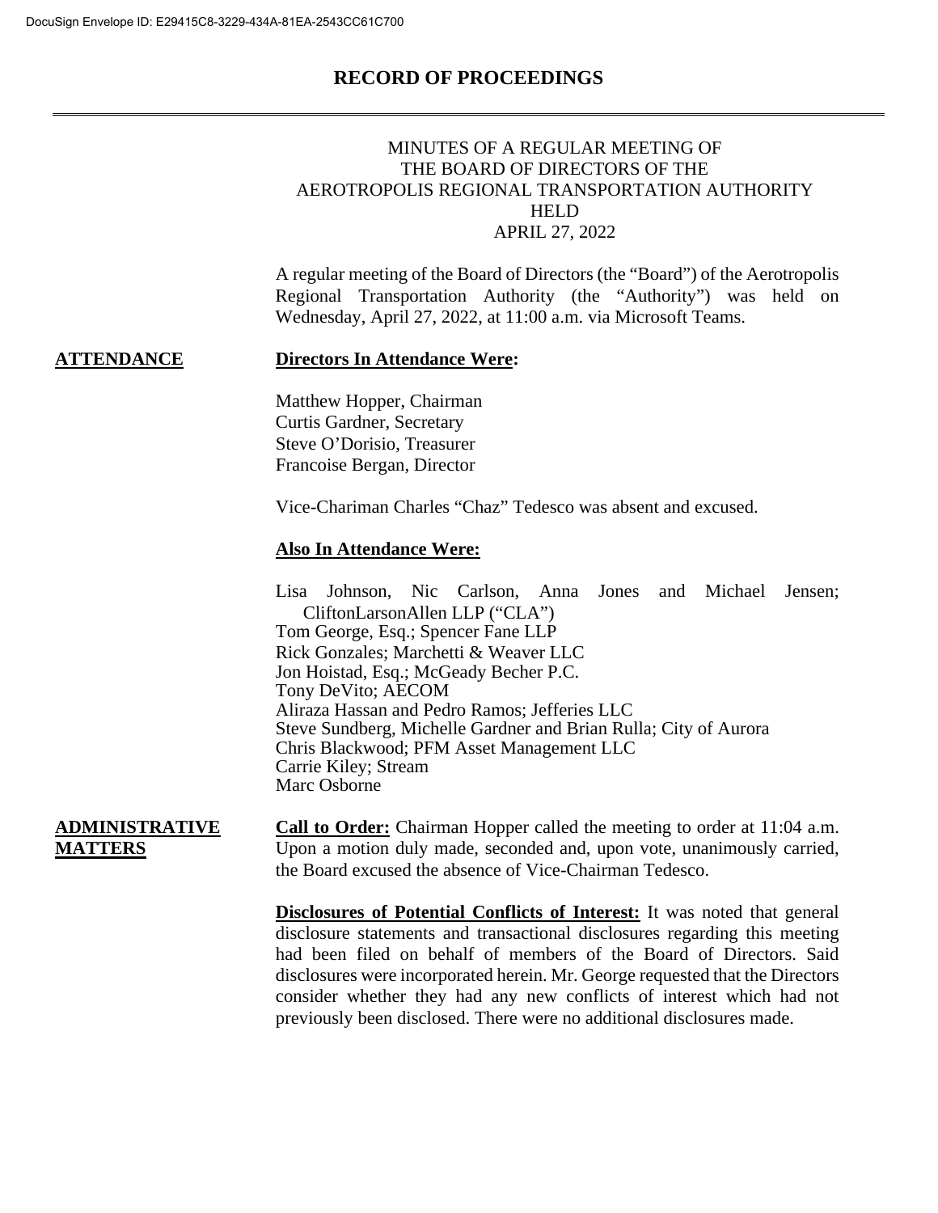DocuSign Envelope ID: E29415C8-3229-434A-81EA-2543CC61C700

# RECORD OF PROCEEDINGS

MINUTES OF A REGULAR MEETING OF
THE BOARD OF DIRECTORS OF THE
AEROTROPOLIS REGIONAL TRANSPORTATION AUTHORITY
HELD
APRIL 27, 2022

A regular meeting of the Board of Directors (the "Board") of the Aerotropolis Regional Transportation Authority (the "Authority") was held on Wednesday, April 27, 2022, at 11:00 a.m. via Microsoft Teams.

## ATTENDANCE

**Directors In Attendance Were:**

Matthew Hopper, Chairman
Curtis Gardner, Secretary
Steve O'Dorisio, Treasurer
Francoise Bergan, Director

Vice-Chariman Charles "Chaz" Tedesco was absent and excused.

**Also In Attendance Were:**

Lisa Johnson, Nic Carlson, Anna Jones and Michael Jensen; CliftonLarsonAllen LLP ("CLA")
Tom George, Esq.; Spencer Fane LLP
Rick Gonzales; Marchetti & Weaver LLC
Jon Hoistad, Esq.; McGeady Becher P.C.
Tony DeVito; AECOM
Aliraza Hassan and Pedro Ramos; Jefferies LLC
Steve Sundberg, Michelle Gardner and Brian Rulla; City of Aurora
Chris Blackwood; PFM Asset Management LLC
Carrie Kiley; Stream
Marc Osborne

## ADMINISTRATIVE MATTERS

**Call to Order:** Chairman Hopper called the meeting to order at 11:04 a.m. Upon a motion duly made, seconded and, upon vote, unanimously carried, the Board excused the absence of Vice-Chairman Tedesco.

**Disclosures of Potential Conflicts of Interest:** It was noted that general disclosure statements and transactional disclosures regarding this meeting had been filed on behalf of members of the Board of Directors. Said disclosures were incorporated herein. Mr. George requested that the Directors consider whether they had any new conflicts of interest which had not previously been disclosed. There were no additional disclosures made.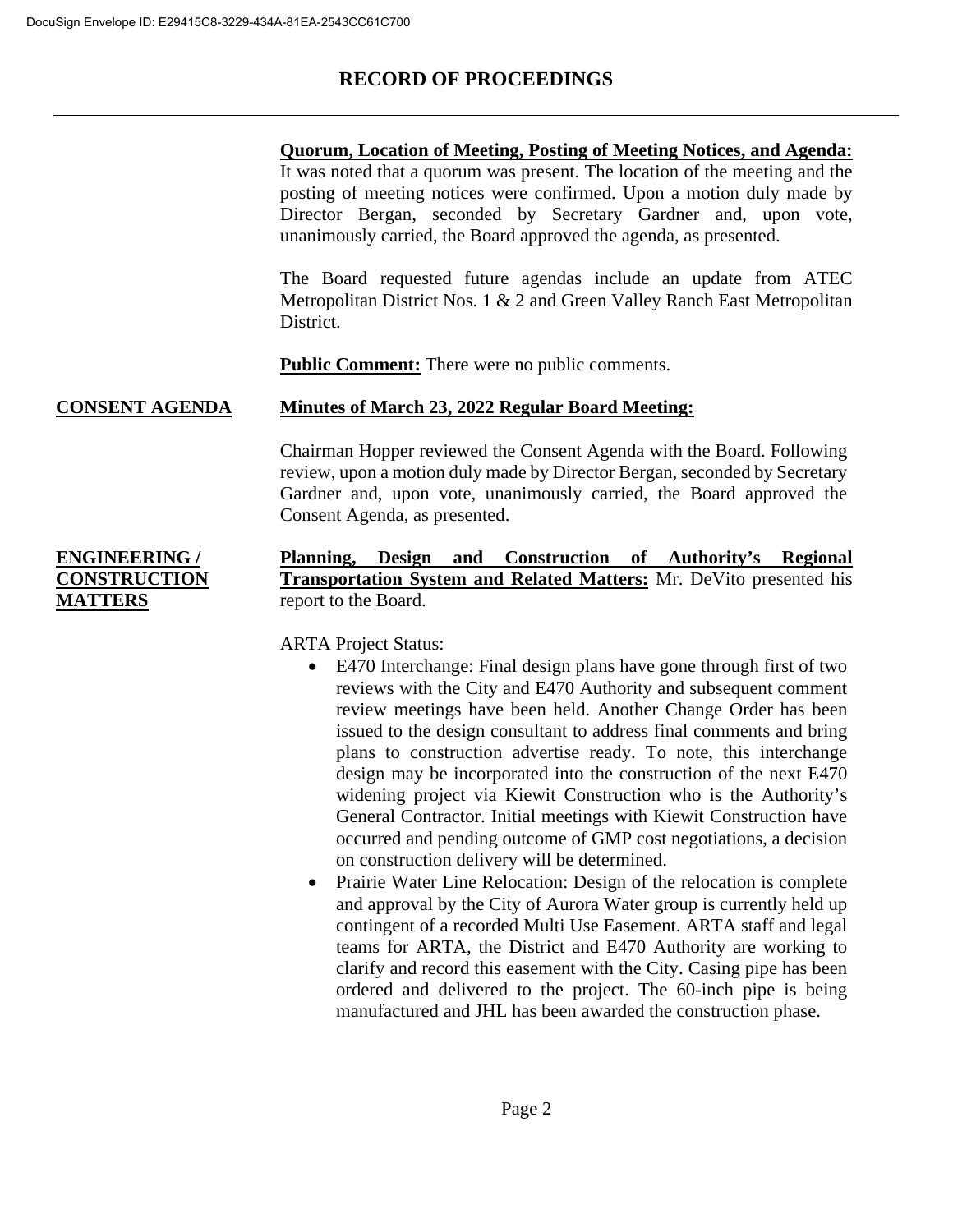## RECORD OF PROCEEDINGS

**Quorum, Location of Meeting, Posting of Meeting Notices, and Agenda:** It was noted that a quorum was present. The location of the meeting and the posting of meeting notices were confirmed. Upon a motion duly made by Director Bergan, seconded by Secretary Gardner and, upon vote, unanimously carried, the Board approved the agenda, as presented.

The Board requested future agendas include an update from ATEC Metropolitan District Nos. 1 & 2 and Green Valley Ranch East Metropolitan District.

**Public Comment:** There were no public comments.

### CONSENT AGENDA

**Minutes of March 23, 2022 Regular Board Meeting:**

Chairman Hopper reviewed the Consent Agenda with the Board. Following review, upon a motion duly made by Director Bergan, seconded by Secretary Gardner and, upon vote, unanimously carried, the Board approved the Consent Agenda, as presented.

### ENGINEERING / CONSTRUCTION MATTERS

**Planning, Design and Construction of Authority's Regional Transportation System and Related Matters:** Mr. DeVito presented his report to the Board.

ARTA Project Status:

- E470 Interchange: Final design plans have gone through first of two reviews with the City and E470 Authority and subsequent comment review meetings have been held. Another Change Order has been issued to the design consultant to address final comments and bring plans to construction advertise ready. To note, this interchange design may be incorporated into the construction of the next E470 widening project via Kiewit Construction who is the Authority's General Contractor. Initial meetings with Kiewit Construction have occurred and pending outcome of GMP cost negotiations, a decision on construction delivery will be determined.
- Prairie Water Line Relocation: Design of the relocation is complete and approval by the City of Aurora Water group is currently held up contingent of a recorded Multi Use Easement. ARTA staff and legal teams for ARTA, the District and E470 Authority are working to clarify and record this easement with the City. Casing pipe has been ordered and delivered to the project. The 60-inch pipe is being manufactured and JHL has been awarded the construction phase.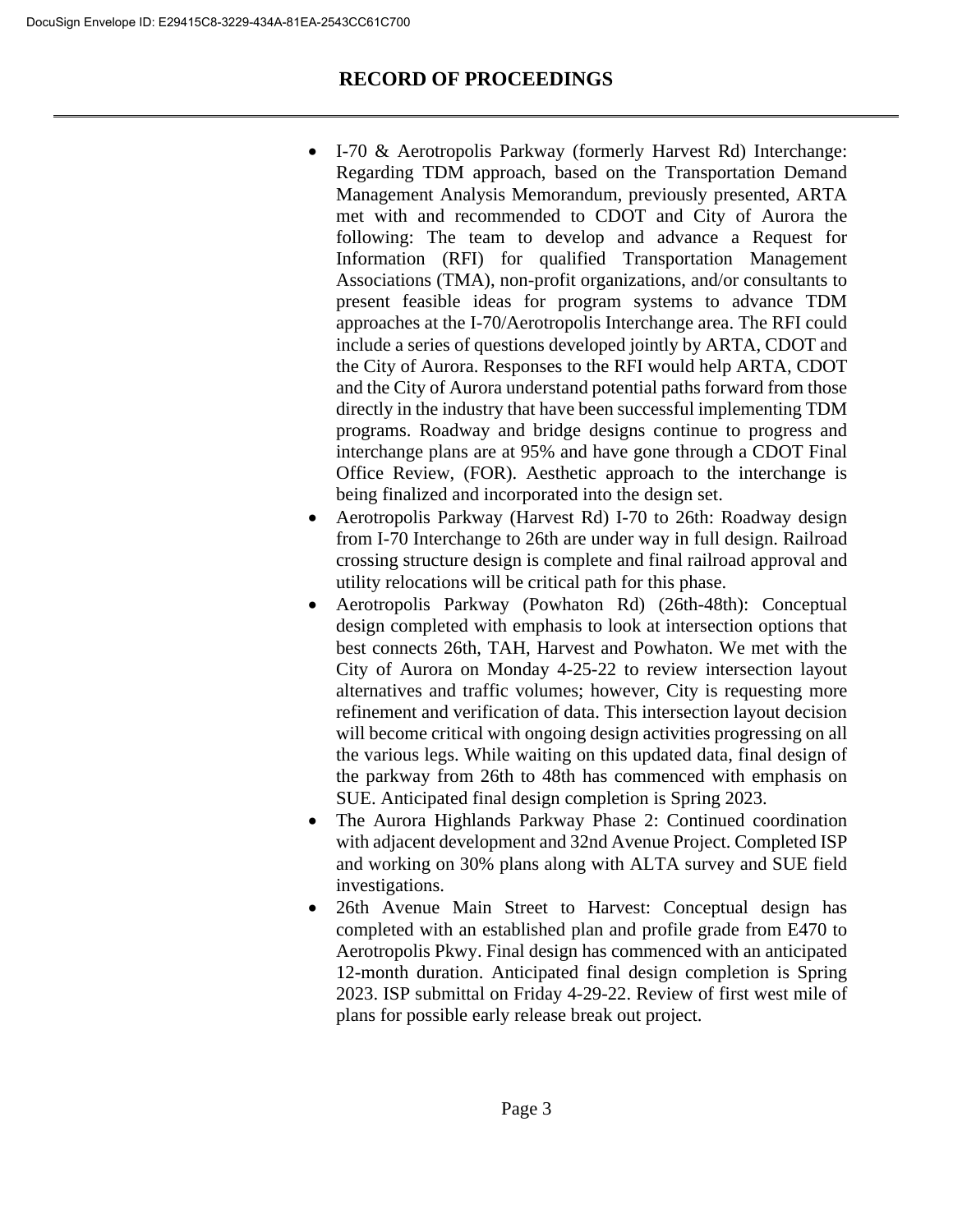- I-70 & Aerotropolis Parkway (formerly Harvest Rd) Interchange: Regarding TDM approach, based on the Transportation Demand Management Analysis Memorandum, previously presented, ARTA met with and recommended to CDOT and City of Aurora the following: The team to develop and advance a Request for Information (RFI) for qualified Transportation Management Associations (TMA), non-profit organizations, and/or consultants to present feasible ideas for program systems to advance TDM approaches at the I-70/Aerotropolis Interchange area. The RFI could include a series of questions developed jointly by ARTA, CDOT and the City of Aurora. Responses to the RFI would help ARTA, CDOT and the City of Aurora understand potential paths forward from those directly in the industry that have been successful implementing TDM programs. Roadway and bridge designs continue to progress and interchange plans are at 95% and have gone through a CDOT Final Office Review, (FOR). Aesthetic approach to the interchange is being finalized and incorporated into the design set.
- Aerotropolis Parkway (Harvest Rd) I-70 to 26th: Roadway design from I-70 Interchange to 26th are under way in full design. Railroad crossing structure design is complete and final railroad approval and utility relocations will be critical path for this phase.
- Aerotropolis Parkway (Powhaton Rd) (26th-48th): Conceptual design completed with emphasis to look at intersection options that best connects 26th, TAH, Harvest and Powhaton. We met with the City of Aurora on Monday 4-25-22 to review intersection layout alternatives and traffic volumes; however, City is requesting more refinement and verification of data. This intersection layout decision will become critical with ongoing design activities progressing on all the various legs. While waiting on this updated data, final design of the parkway from 26th to 48th has commenced with emphasis on SUE. Anticipated final design completion is Spring 2023.
- The Aurora Highlands Parkway Phase 2: Continued coordination with adjacent development and 32nd Avenue Project. Completed ISP and working on 30% plans along with ALTA survey and SUE field investigations.
- 26th Avenue Main Street to Harvest: Conceptual design has completed with an established plan and profile grade from E470 to Aerotropolis Pkwy. Final design has commenced with an anticipated 12-month duration. Anticipated final design completion is Spring 2023. ISP submittal on Friday 4-29-22. Review of first west mile of plans for possible early release break out project.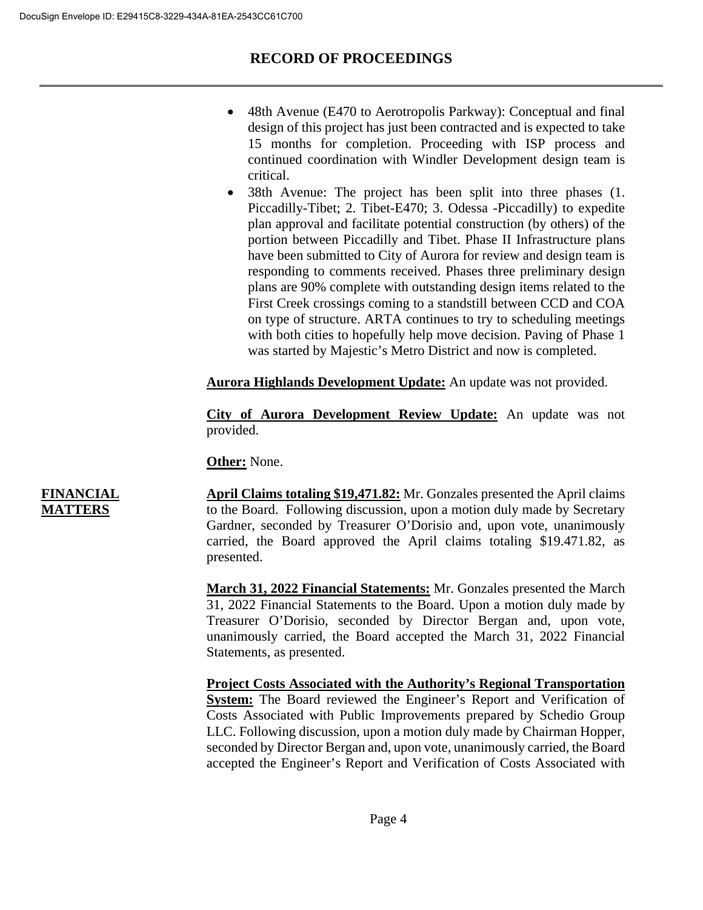- 48th Avenue (E470 to Aerotropolis Parkway): Conceptual and final design of this project has just been contracted and is expected to take 15 months for completion. Proceeding with ISP process and continued coordination with Windler Development design team is critical.
- 38th Avenue: The project has been split into three phases (1. Piccadilly-Tibet; 2. Tibet-E470; 3. Odessa -Piccadilly) to expedite plan approval and facilitate potential construction (by others) of the portion between Piccadilly and Tibet. Phase II Infrastructure plans have been submitted to City of Aurora for review and design team is responding to comments received. Phases three preliminary design plans are 90% complete with outstanding design items related to the First Creek crossings coming to a standstill between CCD and COA on type of structure. ARTA continues to try to scheduling meetings with both cities to hopefully help move decision. Paving of Phase 1 was started by Majestic's Metro District and now is completed.

**Aurora Highlands Development Update:** An update was not provided.

**City of Aurora Development Review Update:** An update was not provided.

**Other:** None.

**FINANCIAL MATTERS**

**April Claims totaling $19,471.82:** Mr. Gonzales presented the April claims to the Board. Following discussion, upon a motion duly made by Secretary Gardner, seconded by Treasurer O'Dorisio and, upon vote, unanimously carried, the Board approved the April claims totaling $19.471.82, as presented.

**March 31, 2022 Financial Statements:** Mr. Gonzales presented the March 31, 2022 Financial Statements to the Board. Upon a motion duly made by Treasurer O'Dorisio, seconded by Director Bergan and, upon vote, unanimously carried, the Board accepted the March 31, 2022 Financial Statements, as presented.

**Project Costs Associated with the Authority's Regional Transportation System:** The Board reviewed the Engineer's Report and Verification of Costs Associated with Public Improvements prepared by Schedio Group LLC. Following discussion, upon a motion duly made by Chairman Hopper, seconded by Director Bergan and, upon vote, unanimously carried, the Board accepted the Engineer's Report and Verification of Costs Associated with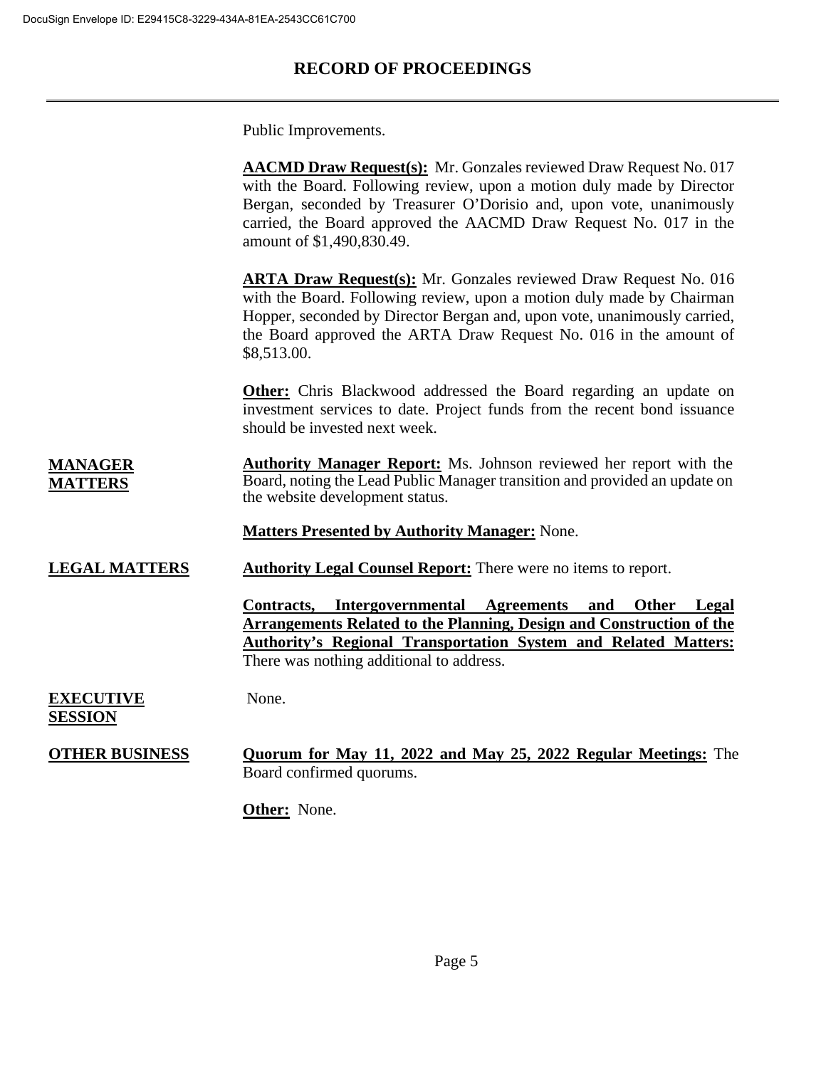Public Improvements.

**AACMD Draw Request(s):** Mr. Gonzales reviewed Draw Request No. 017 with the Board. Following review, upon a motion duly made by Director Bergan, seconded by Treasurer O'Dorisio and, upon vote, unanimously carried, the Board approved the AACMD Draw Request No. 017 in the amount of $1,490,830.49.

**ARTA Draw Request(s):** Mr. Gonzales reviewed Draw Request No. 016 with the Board. Following review, upon a motion duly made by Chairman Hopper, seconded by Director Bergan and, upon vote, unanimously carried, the Board approved the ARTA Draw Request No. 016 in the amount of $8,513.00.

**Other:** Chris Blackwood addressed the Board regarding an update on investment services to date. Project funds from the recent bond issuance should be invested next week.

**MANAGER MATTERS**

**Authority Manager Report:** Ms. Johnson reviewed her report with the Board, noting the Lead Public Manager transition and provided an update on the website development status.

**Matters Presented by Authority Manager:** None.

**LEGAL MATTERS**

**Authority Legal Counsel Report:** There were no items to report.

**Contracts, Intergovernmental Agreements and Other Legal Arrangements Related to the Planning, Design and Construction of the Authority's Regional Transportation System and Related Matters:** There was nothing additional to address.

**EXECUTIVE SESSION**

None.

**OTHER BUSINESS**

**Quorum for May 11, 2022 and May 25, 2022 Regular Meetings:** The Board confirmed quorums.

**Other:** None.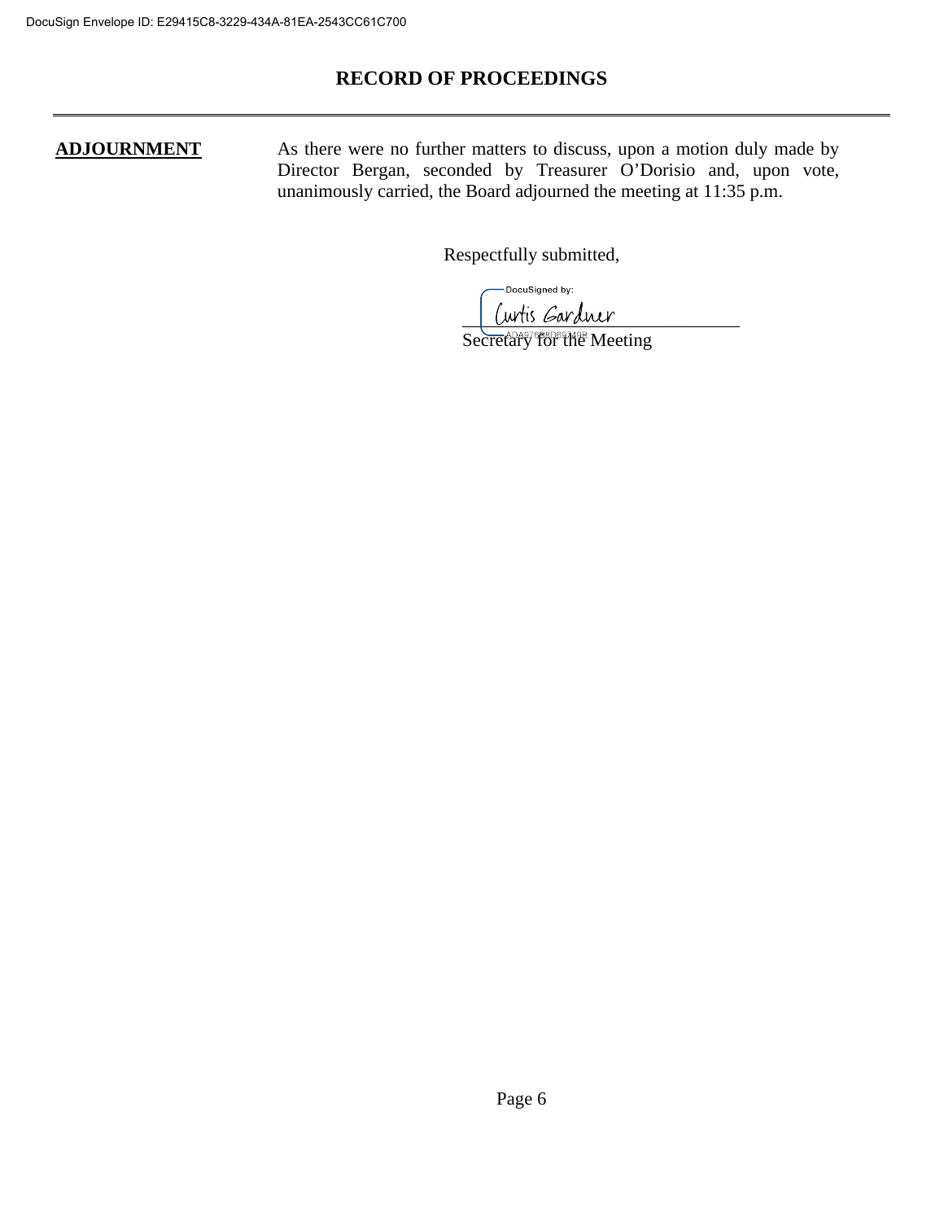# RECORD OF PROCEEDINGS

**ADJOURNMENT**

As there were no further matters to discuss, upon a motion duly made by Director Bergan, seconded by Treasurer O'Dorisio and, upon vote, unanimously carried, the Board adjourned the meeting at 11:35 p.m.

Respectfully submitted,

DocuSigned by:
Curtis Gardner

Secretary for the Meeting